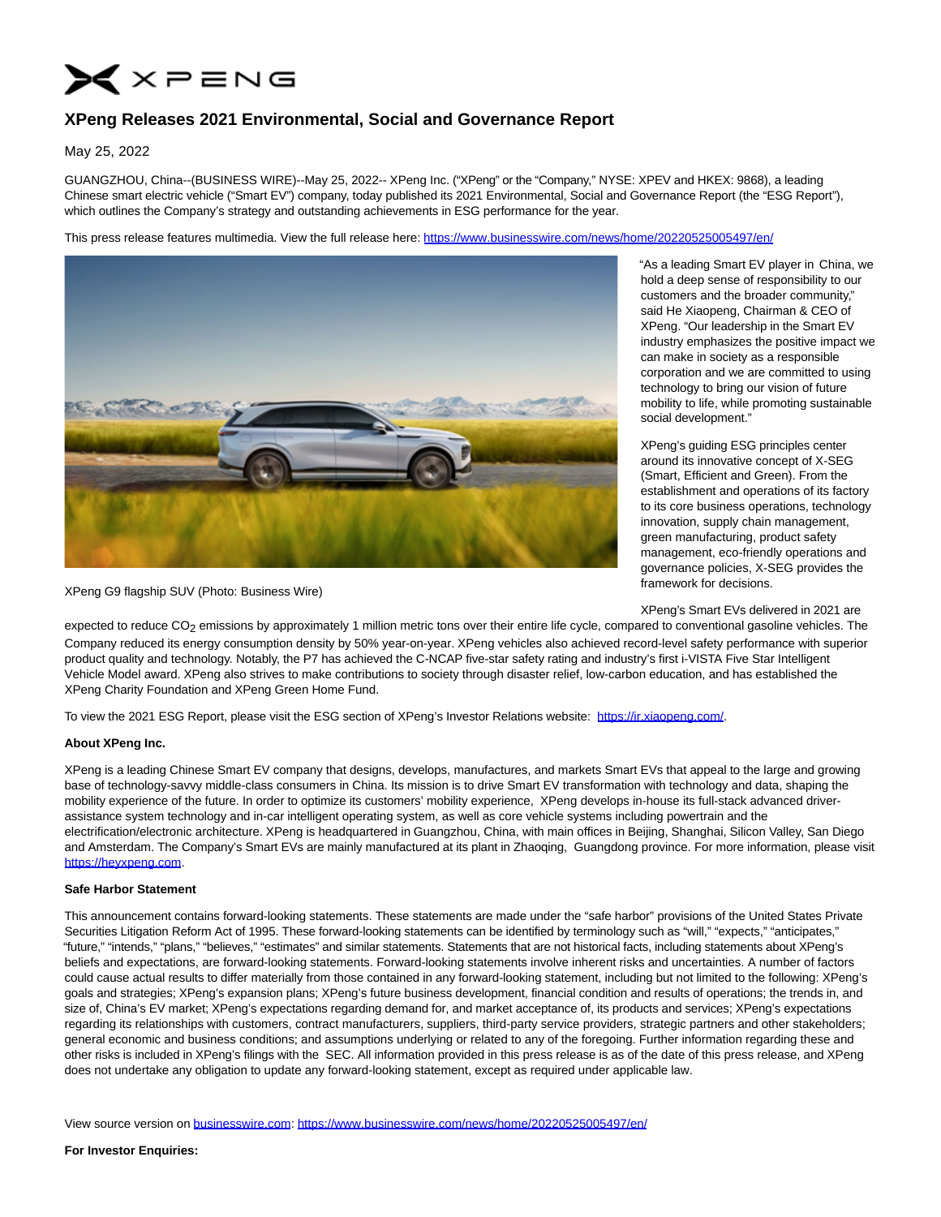# XPeng Releases 2021 Environmental, Social and Governance Report

May 25, 2022

GUANGZHOU, China--(BUSINESS WIRE)--May 25, 2022-- XPeng Inc. ("XPeng" or the "Company," NYSE: XPEV and HKEX: 9868), a leading Chinese smart electric vehicle ("Smart EV") company, today published its 2021 Environmental, Social and Governance Report (the "ESG Report"), which outlines the Company's strategy and outstanding achievements in ESG performance for the year.

This press release features multimedia. View the full release here: https://www.businesswire.com/news/home/20220525005497/en/

XPeng G9 flagship SUV (Photo: Business Wire)

"As a leading Smart EV player in China, we hold a deep sense of responsibility to our customers and the broader community," said He Xiaopeng, Chairman & CEO of XPeng. "Our leadership in the Smart EV industry emphasizes the positive impact we can make in society as a responsible corporation and we are committed to using technology to bring our vision of future mobility to life, while promoting sustainable social development."

XPeng's guiding ESG principles center around its innovative concept of X-SEG (Smart, Efficient and Green). From the establishment and operations of its factory to its core business operations, technology innovation, supply chain management, green manufacturing, product safety management, eco-friendly operations and governance policies, X-SEG provides the framework for decisions.

XPeng's Smart EVs delivered in 2021 are expected to reduce $CO_2$ emissions by approximately 1 million metric tons over their entire life cycle, compared to conventional gasoline vehicles. The Company reduced its energy consumption density by 50% year-on-year. XPeng vehicles also achieved record-level safety performance with superior product quality and technology. Notably, the P7 has achieved the C-NCAP five-star safety rating and industry's first i-VISTA Five Star Intelligent Vehicle Model award. XPeng also strives to make contributions to society through disaster relief, low-carbon education, and has established the XPeng Charity Foundation and XPeng Green Home Fund.

To view the 2021 ESG Report, please visit the ESG section of XPeng's Investor Relations website: https://ir.xiaopeng.com/.

**About XPeng Inc.**

XPeng is a leading Chinese Smart EV company that designs, develops, manufactures, and markets Smart EVs that appeal to the large and growing base of technology-savvy middle-class consumers in China. Its mission is to drive Smart EV transformation with technology and data, shaping the mobility experience of the future. In order to optimize its customers' mobility experience, XPeng develops in-house its full-stack advanced driver-assistance system technology and in-car intelligent operating system, as well as core vehicle systems including powertrain and the electrification/electronic architecture. XPeng is headquartered in Guangzhou, China, with main offices in Beijing, Shanghai, Silicon Valley, San Diego and Amsterdam. The Company's Smart EVs are mainly manufactured at its plant in Zhaoqing, Guangdong province. For more information, please visit https://heyxpeng.com.

**Safe Harbor Statement**

This announcement contains forward-looking statements. These statements are made under the "safe harbor" provisions of the United States Private Securities Litigation Reform Act of 1995. These forward-looking statements can be identified by terminology such as "will," "expects," "anticipates," "future," "intends," "plans," "believes," "estimates" and similar statements. Statements that are not historical facts, including statements about XPeng's beliefs and expectations, are forward-looking statements. Forward-looking statements involve inherent risks and uncertainties. A number of factors could cause actual results to differ materially from those contained in any forward-looking statement, including but not limited to the following: XPeng's goals and strategies; XPeng's expansion plans; XPeng's future business development, financial condition and results of operations; the trends in, and size of, China's EV market; XPeng's expectations regarding demand for, and market acceptance of, its products and services; XPeng's expectations regarding its relationships with customers, contract manufacturers, suppliers, third-party service providers, strategic partners and other stakeholders; general economic and business conditions; and assumptions underlying or related to any of the foregoing. Further information regarding these and other risks is included in XPeng's filings with the SEC. All information provided in this press release is as of the date of this press release, and XPeng does not undertake any obligation to update any forward-looking statement, except as required under applicable law.

View source version on businesswire.com: https://www.businesswire.com/news/home/20220525005497/en/

**For Investor Enquiries:**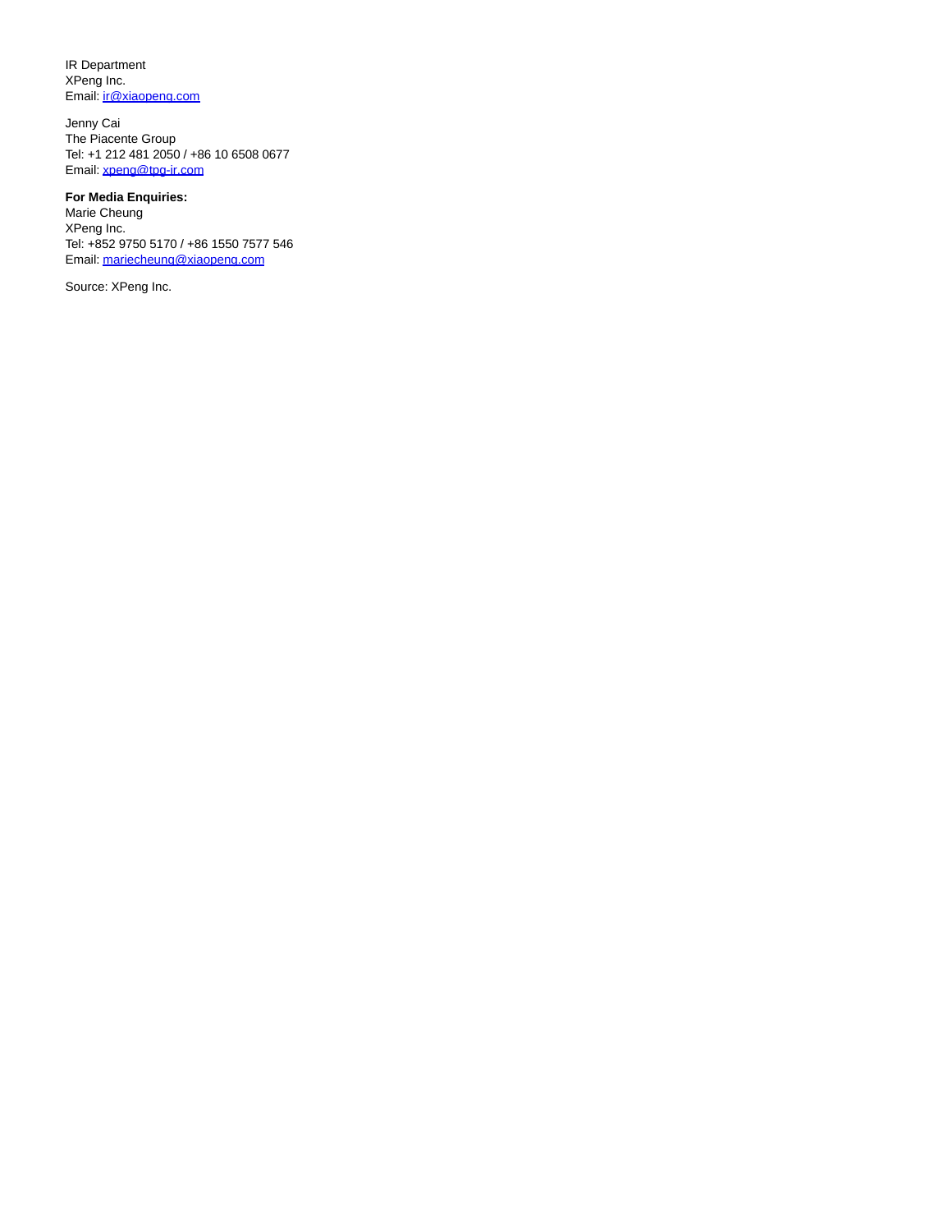IR Department
XPeng Inc.
Email: ir@xiaopeng.com

Jenny Cai
The Piacente Group
Tel: +1 212 481 2050 / +86 10 6508 0677
Email: xpeng@tpg-ir.com

**For Media Enquiries:**
Marie Cheung
XPeng Inc.
Tel: +852 9750 5170 / +86 1550 7577 546
Email: mariecheung@xiaopeng.com

Source: XPeng Inc.